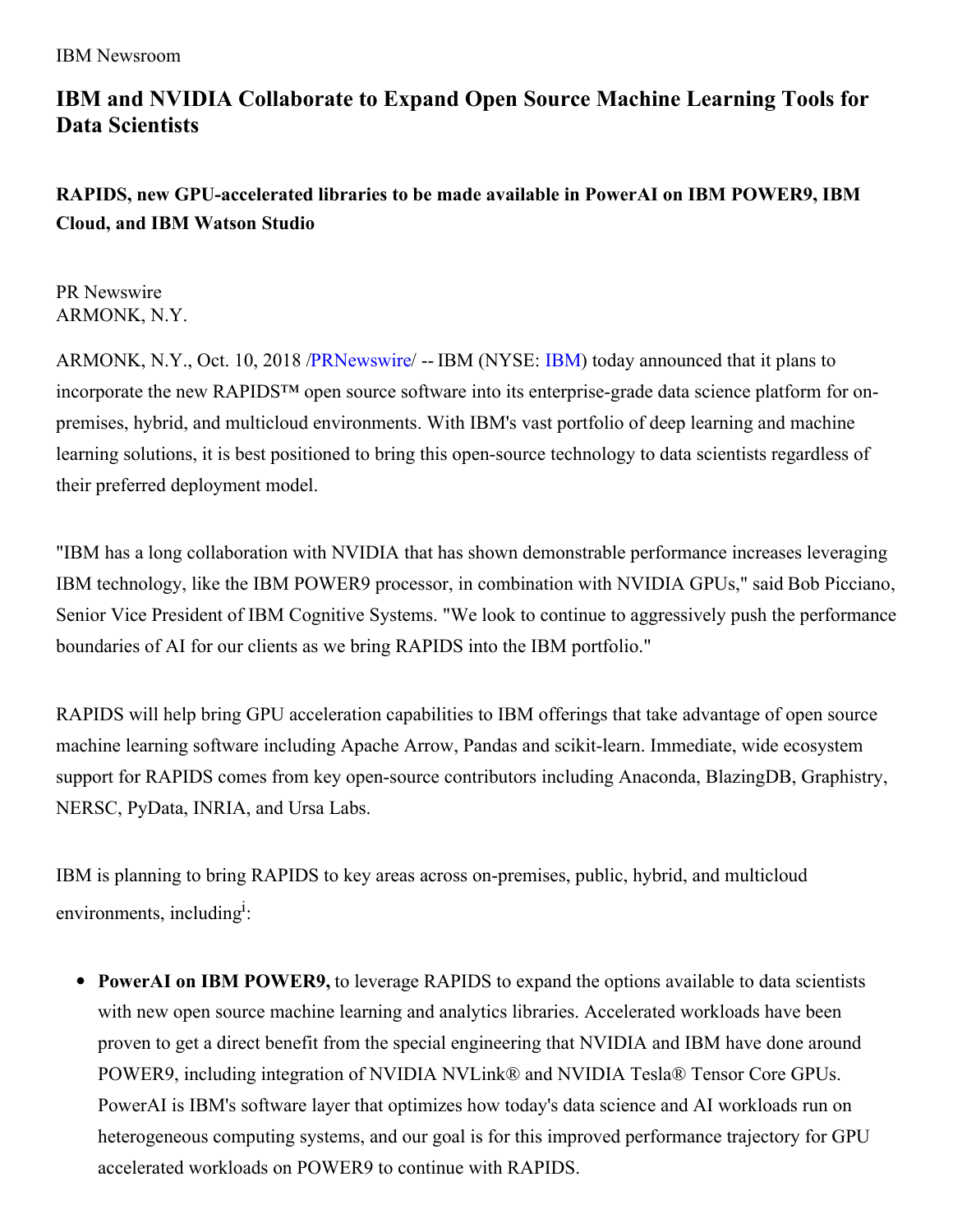IBM Newsroom

# IBM and NVIDIA Collaborate to Expand Open Source Machine Learning Tools for Data Scientists

## RAPIDS, new GPU-accelerated libraries to be made available in PowerAI on IBM POWER9, IBM Cloud, and IBM Watson Studio

PR Newswire
ARMONK, N.Y.

ARMONK, N.Y., Oct. 10, 2018 /PRNewswire/ -- IBM (NYSE: IBM) today announced that it plans to incorporate the new RAPIDS™ open source software into its enterprise-grade data science platform for on-premises, hybrid, and multicloud environments. With IBM's vast portfolio of deep learning and machine learning solutions, it is best positioned to bring this open-source technology to data scientists regardless of their preferred deployment model.

"IBM has a long collaboration with NVIDIA that has shown demonstrable performance increases leveraging IBM technology, like the IBM POWER9 processor, in combination with NVIDIA GPUs," said Bob Picciano, Senior Vice President of IBM Cognitive Systems. "We look to continue to aggressively push the performance boundaries of AI for our clients as we bring RAPIDS into the IBM portfolio."

RAPIDS will help bring GPU acceleration capabilities to IBM offerings that take advantage of open source machine learning software including Apache Arrow, Pandas and scikit-learn. Immediate, wide ecosystem support for RAPIDS comes from key open-source contributors including Anaconda, BlazingDB, Graphistry, NERSC, PyData, INRIA, and Ursa Labs.

IBM is planning to bring RAPIDS to key areas across on-premises, public, hybrid, and multicloud environments, including[i]:

- **PowerAI on IBM POWER9,** to leverage RAPIDS to expand the options available to data scientists with new open source machine learning and analytics libraries. Accelerated workloads have been proven to get a direct benefit from the special engineering that NVIDIA and IBM have done around POWER9, including integration of NVIDIA NVLink® and NVIDIA Tesla® Tensor Core GPUs. PowerAI is IBM's software layer that optimizes how today's data science and AI workloads run on heterogeneous computing systems, and our goal is for this improved performance trajectory for GPU accelerated workloads on POWER9 to continue with RAPIDS.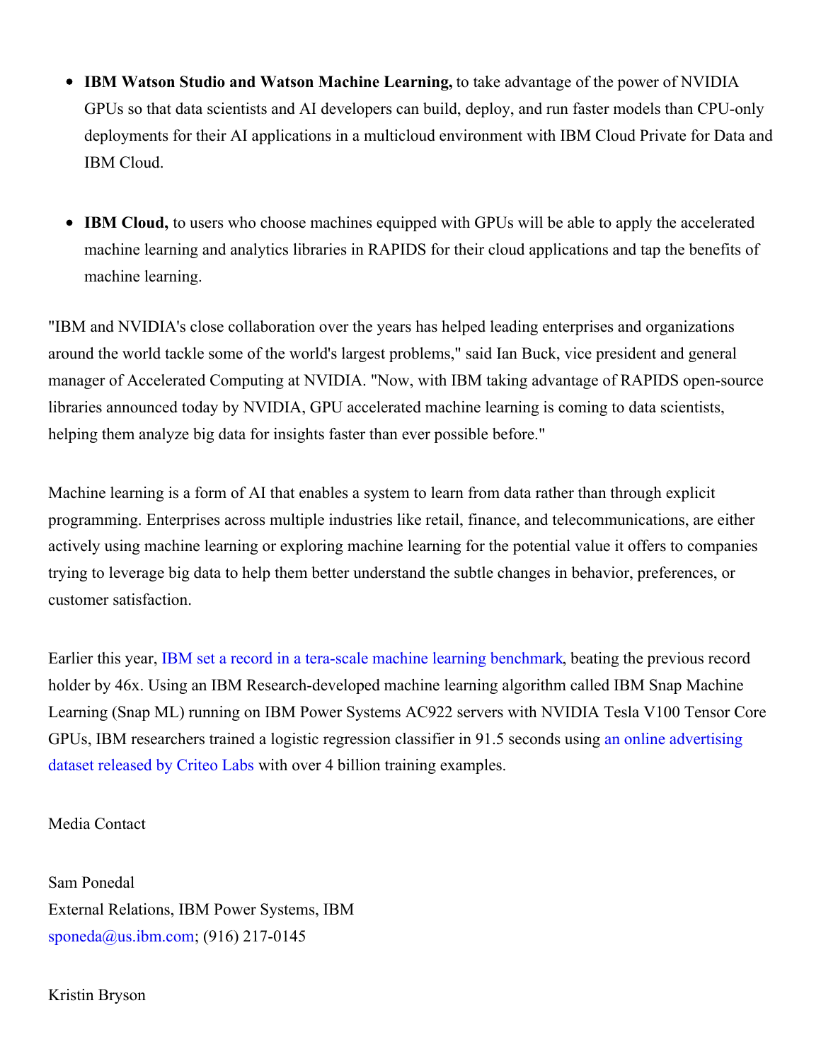- **IBM Watson Studio and Watson Machine Learning,** to take advantage of the power of NVIDIA GPUs so that data scientists and AI developers can build, deploy, and run faster models than CPU-only deployments for their AI applications in a multicloud environment with IBM Cloud Private for Data and IBM Cloud.

- **IBM Cloud,** to users who choose machines equipped with GPUs will be able to apply the accelerated machine learning and analytics libraries in RAPIDS for their cloud applications and tap the benefits of machine learning.

"IBM and NVIDIA's close collaboration over the years has helped leading enterprises and organizations around the world tackle some of the world's largest problems," said Ian Buck, vice president and general manager of Accelerated Computing at NVIDIA. "Now, with IBM taking advantage of RAPIDS open-source libraries announced today by NVIDIA, GPU accelerated machine learning is coming to data scientists, helping them analyze big data for insights faster than ever possible before."

Machine learning is a form of AI that enables a system to learn from data rather than through explicit programming. Enterprises across multiple industries like retail, finance, and telecommunications, are either actively using machine learning or exploring machine learning for the potential value it offers to companies trying to leverage big data to help them better understand the subtle changes in behavior, preferences, or customer satisfaction.

Earlier this year, IBM set a record in a tera-scale machine learning benchmark, beating the previous record holder by 46x. Using an IBM Research-developed machine learning algorithm called IBM Snap Machine Learning (Snap ML) running on IBM Power Systems AC922 servers with NVIDIA Tesla V100 Tensor Core GPUs, IBM researchers trained a logistic regression classifier in 91.5 seconds using an online advertising dataset released by Criteo Labs with over 4 billion training examples.

Media Contact

Sam Ponedal
External Relations, IBM Power Systems, IBM
sponeda@us.ibm.com; (916) 217-0145

Kristin Bryson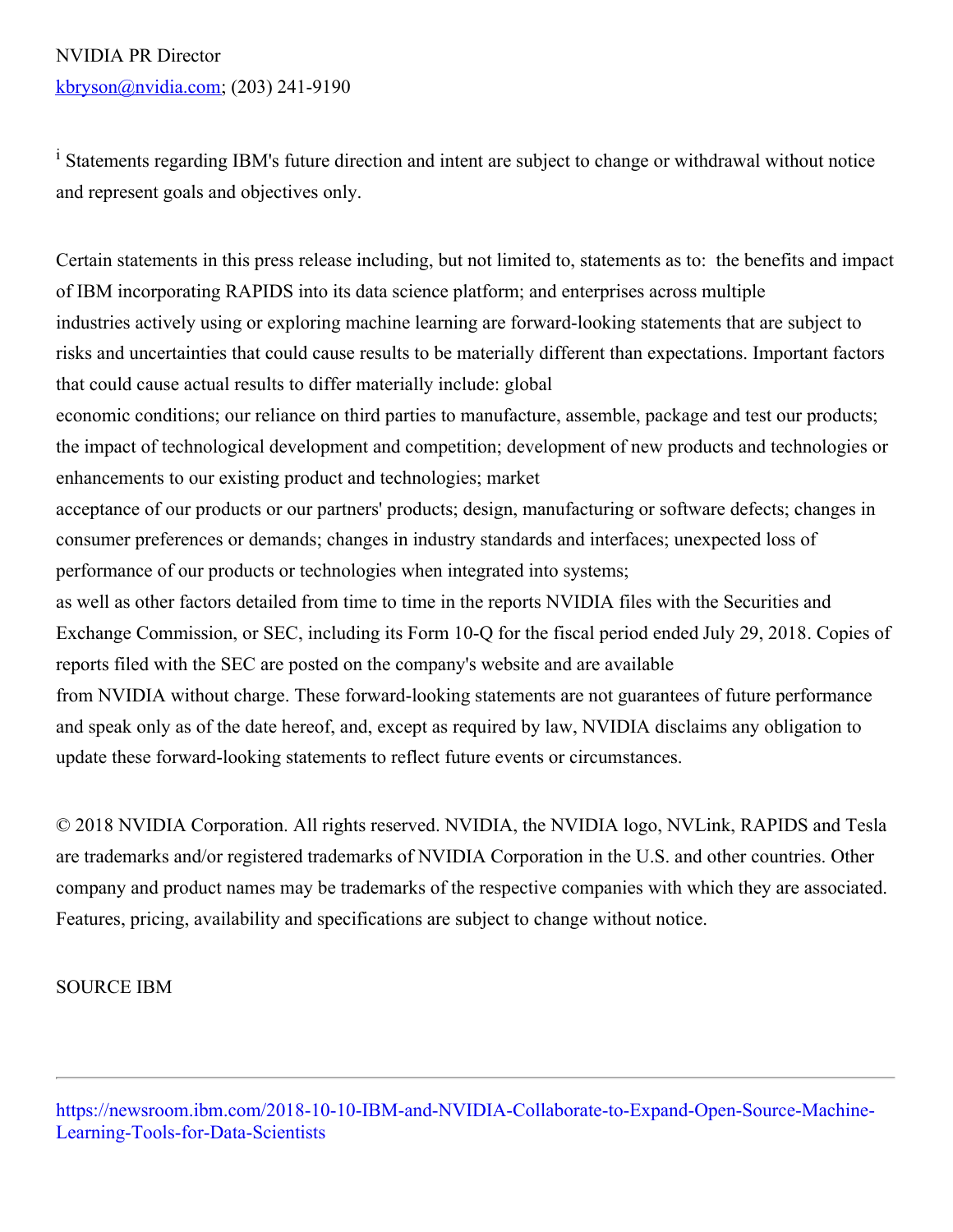NVIDIA PR Director
kbryson@nvidia.com; (203) 241-9190

[i] Statements regarding IBM's future direction and intent are subject to change or withdrawal without notice and represent goals and objectives only.

Certain statements in this press release including, but not limited to, statements as to: the benefits and impact of IBM incorporating RAPIDS into its data science platform; and enterprises across multiple industries actively using or exploring machine learning are forward-looking statements that are subject to risks and uncertainties that could cause results to be materially different than expectations. Important factors that could cause actual results to differ materially include: global economic conditions; our reliance on third parties to manufacture, assemble, package and test our products; the impact of technological development and competition; development of new products and technologies or enhancements to our existing product and technologies; market acceptance of our products or our partners' products; design, manufacturing or software defects; changes in consumer preferences or demands; changes in industry standards and interfaces; unexpected loss of performance of our products or technologies when integrated into systems; as well as other factors detailed from time to time in the reports NVIDIA files with the Securities and Exchange Commission, or SEC, including its Form 10-Q for the fiscal period ended July 29, 2018. Copies of reports filed with the SEC are posted on the company's website and are available from NVIDIA without charge. These forward-looking statements are not guarantees of future performance and speak only as of the date hereof, and, except as required by law, NVIDIA disclaims any obligation to update these forward-looking statements to reflect future events or circumstances.

© 2018 NVIDIA Corporation. All rights reserved. NVIDIA, the NVIDIA logo, NVLink, RAPIDS and Tesla are trademarks and/or registered trademarks of NVIDIA Corporation in the U.S. and other countries. Other company and product names may be trademarks of the respective companies with which they are associated. Features, pricing, availability and specifications are subject to change without notice.

SOURCE IBM

---

https://newsroom.ibm.com/2018-10-10-IBM-and-NVIDIA-Collaborate-to-Expand-Open-Source-Machine-Learning-Tools-for-Data-Scientists